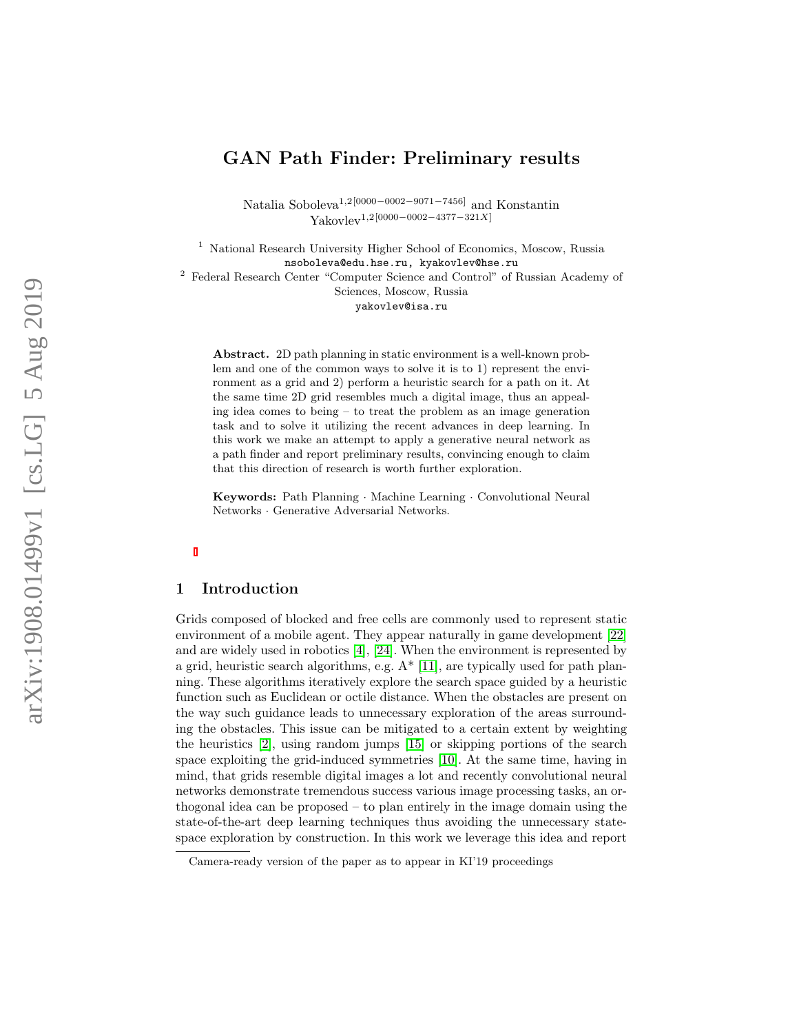# GAN Path Finder: Preliminary results

Natalia Soboleva[1,2[0000−0002−9071−7456]] and Konstantin Yakovlev[1,2[0000−0002−4377−321X]]

[1] National Research University Higher School of Economics, Moscow, Russia
nsoboleva@edu.hse.ru, kyakovlev@hse.ru

[2] Federal Research Center "Computer Science and Control" of Russian Academy of Sciences, Moscow, Russia
yakovlev@isa.ru

**Abstract.** 2D path planning in static environment is a well-known problem and one of the common ways to solve it is to 1) represent the environment as a grid and 2) perform a heuristic search for a path on it. At the same time 2D grid resembles much a digital image, thus an appealing idea comes to being – to treat the problem as an image generation task and to solve it utilizing the recent advances in deep learning. In this work we make an attempt to apply a generative neural network as a path finder and report preliminary results, convincing enough to claim that this direction of research is worth further exploration.

**Keywords:** Path Planning · Machine Learning · Convolutional Neural Networks · Generative Adversarial Networks.

## 1 Introduction

Grids composed of blocked and free cells are commonly used to represent static environment of a mobile agent. They appear naturally in game development [22] and are widely used in robotics [4], [24]. When the environment is represented by a grid, heuristic search algorithms, e.g. A* [11], are typically used for path planning. These algorithms iteratively explore the search space guided by a heuristic function such as Euclidean or octile distance. When the obstacles are present on the way such guidance leads to unnecessary exploration of the areas surrounding the obstacles. This issue can be mitigated to a certain extent by weighting the heuristics [2], using random jumps [15] or skipping portions of the search space exploiting the grid-induced symmetries [10]. At the same time, having in mind, that grids resemble digital images a lot and recently convolutional neural networks demonstrate tremendous success various image processing tasks, an orthogonal idea can be proposed – to plan entirely in the image domain using the state-of-the-art deep learning techniques thus avoiding the unnecessary state-space exploration by construction. In this work we leverage this idea and report

Camera-ready version of the paper as to appear in KI'19 proceedings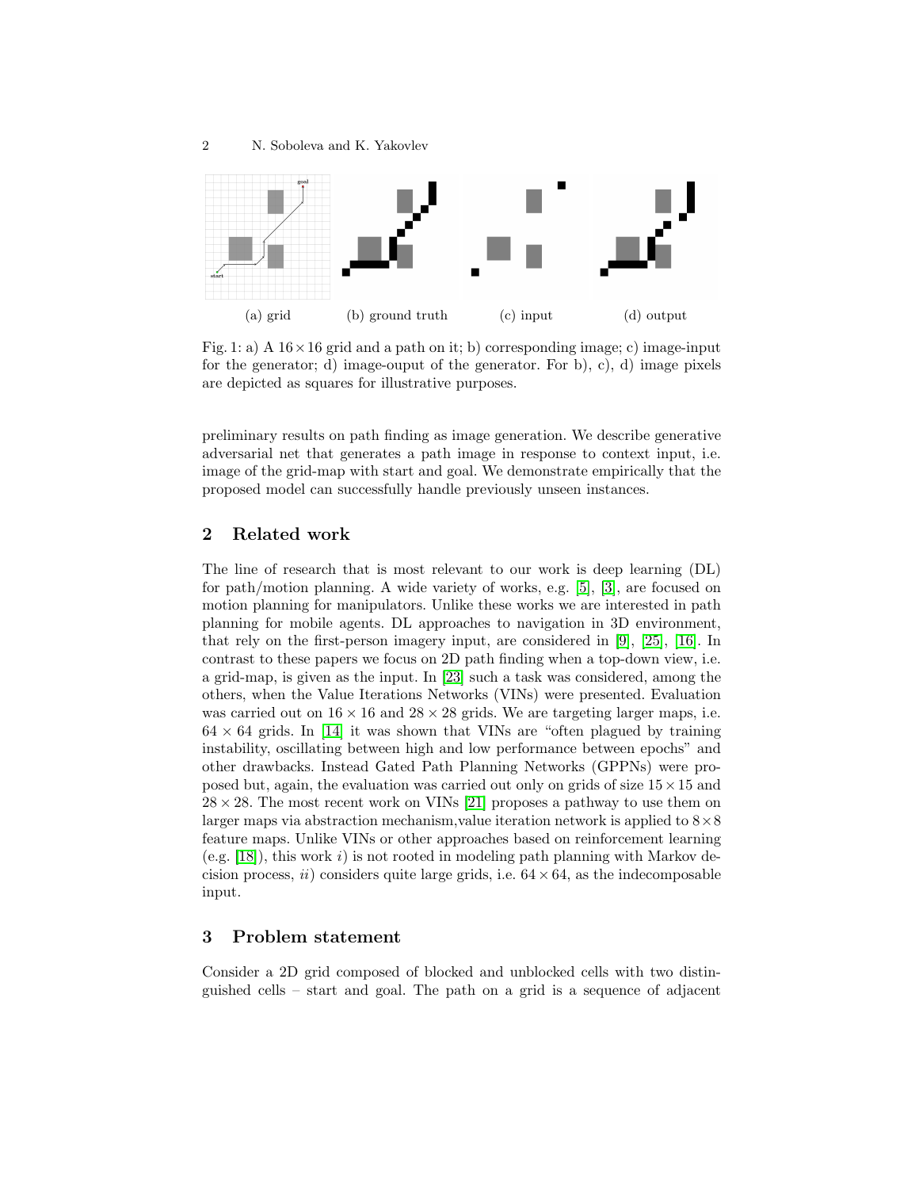(a) grid (b) ground truth (c) input (d) output

Fig. 1: a) A $16 \times 16$ grid and a path on it; b) corresponding image; c) image-input for the generator; d) image-ouput of the generator. For b), c), d) image pixels are depicted as squares for illustrative purposes.

preliminary results on path finding as image generation. We describe generative adversarial net that generates a path image in response to context input, i.e. image of the grid-map with start and goal. We demonstrate empirically that the proposed model can successfully handle previously unseen instances.

## 2 Related work

The line of research that is most relevant to our work is deep learning (DL) for path/motion planning. A wide variety of works, e.g. [5], [3], are focused on motion planning for manipulators. Unlike these works we are interested in path planning for mobile agents. DL approaches to navigation in 3D environment, that rely on the first-person imagery input, are considered in [9], [25], [16]. In contrast to these papers we focus on 2D path finding when a top-down view, i.e. a grid-map, is given as the input. In [23] such a task was considered, among the others, when the Value Iterations Networks (VINs) were presented. Evaluation was carried out on $16 \times 16$ and $28 \times 28$ grids. We are targeting larger maps, i.e. $64 \times 64$ grids. In [14] it was shown that VINs are "often plagued by training instability, oscillating between high and low performance between epochs" and other drawbacks. Instead Gated Path Planning Networks (GPPNs) were proposed but, again, the evaluation was carried out only on grids of size $15 \times 15$ and $28 \times 28$. The most recent work on VINs [21] proposes a pathway to use them on larger maps via abstraction mechanism,value iteration network is applied to $8 \times 8$ feature maps. Unlike VINs or other approaches based on reinforcement learning (e.g. [18]), this work *i*) is not rooted in modeling path planning with Markov decision process, *ii*) considers quite large grids, i.e. $64 \times 64$, as the indecomposable input.

## 3 Problem statement

Consider a 2D grid composed of blocked and unblocked cells with two distinguished cells – start and goal. The path on a grid is a sequence of adjacent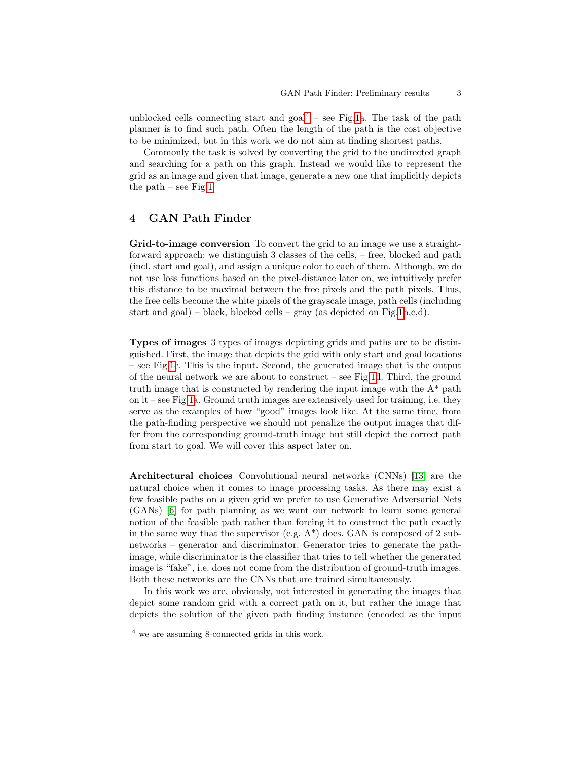unblocked cells connecting start and goal[4] – see Fig.1a. The task of the path planner is to find such path. Often the length of the path is the cost objective to be minimized, but in this work we do not aim at finding shortest paths.

Commonly the task is solved by converting the grid to the undirected graph and searching for a path on this graph. Instead we would like to represent the grid as an image and given that image, generate a new one that implicitly depicts the path – see Fig.1.

## 4 GAN Path Finder

**Grid-to-image conversion** To convert the grid to an image we use a straightforward approach: we distinguish 3 classes of the cells, – free, blocked and path (incl. start and goal), and assign a unique color to each of them. Although, we do not use loss functions based on the pixel-distance later on, we intuitively prefer this distance to be maximal between the free pixels and the path pixels. Thus, the free cells become the white pixels of the grayscale image, path cells (including start and goal) – black, blocked cells – gray (as depicted on Fig.1b,c,d).

**Types of images** 3 types of images depicting grids and paths are to be distinguished. First, the image that depicts the grid with only start and goal locations – see Fig.1c. This is the input. Second, the generated image that is the output of the neural network we are about to construct – see Fig.1d. Third, the ground truth image that is constructed by rendering the input image with the A* path on it – see Fig.1a. Ground truth images are extensively used for training, i.e. they serve as the examples of how "good" images look like. At the same time, from the path-finding perspective we should not penalize the output images that differ from the corresponding ground-truth image but still depict the correct path from start to goal. We will cover this aspect later on.

**Architectural choices** Convolutional neural networks (CNNs) [13] are the natural choice when it comes to image processing tasks. As there may exist a few feasible paths on a given grid we prefer to use Generative Adversarial Nets (GANs) [6] for path planning as we want our network to learn some general notion of the feasible path rather than forcing it to construct the path exactly in the same way that the supervisor (e.g. A*) does. GAN is composed of 2 subnetworks – generator and discriminator. Generator tries to generate the path-image, while discriminator is the classifier that tries to tell whether the generated image is "fake", i.e. does not come from the distribution of ground-truth images. Both these networks are the CNNs that are trained simultaneously.

In this work we are, obviously, not interested in generating the images that depict some random grid with a correct path on it, but rather the image that depicts the solution of the given path finding instance (encoded as the input

[4] we are assuming 8-connected grids in this work.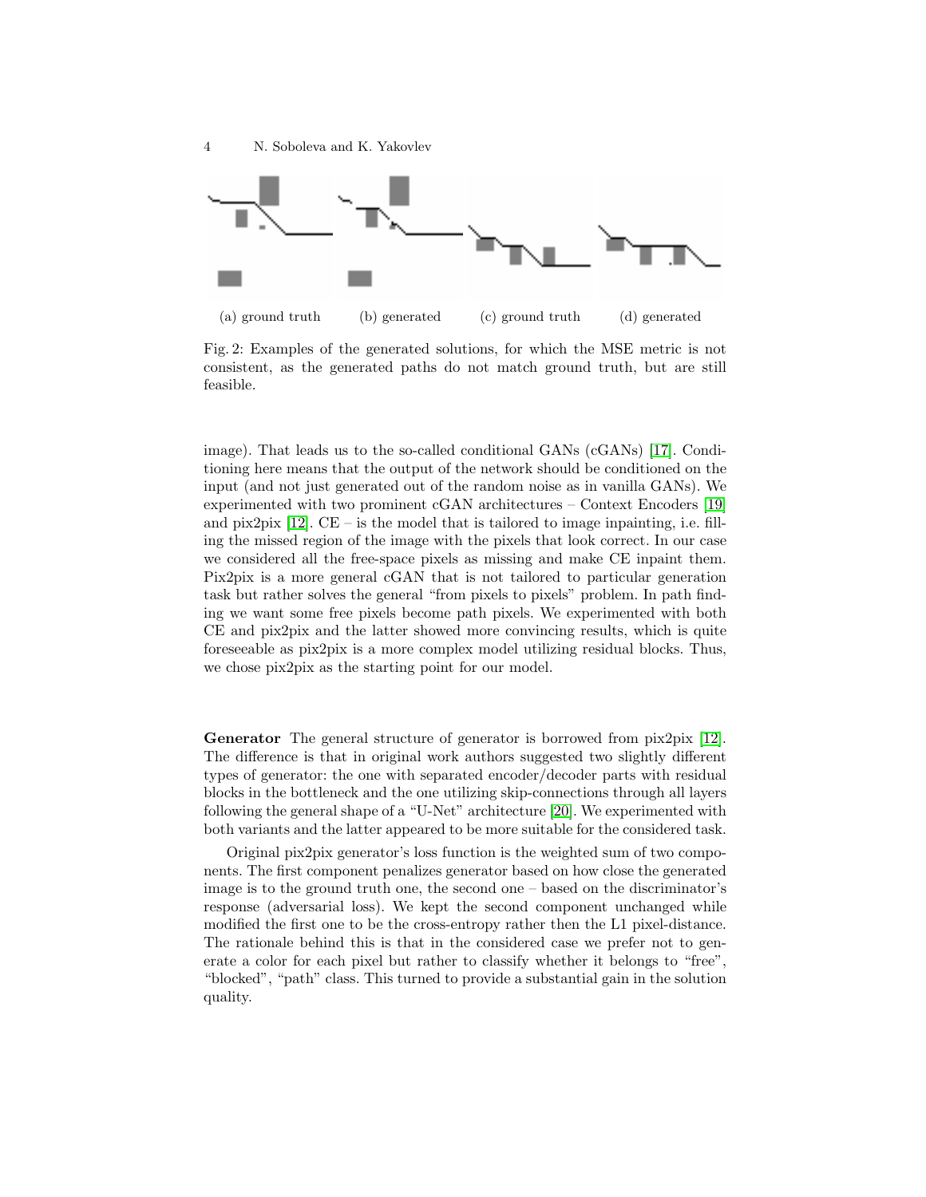(a) ground truth (b) generated (c) ground truth (d) generated

Fig. 2: Examples of the generated solutions, for which the MSE metric is not consistent, as the generated paths do not match ground truth, but are still feasible.

image). That leads us to the so-called conditional GANs (cGANs) [17]. Conditioning here means that the output of the network should be conditioned on the input (and not just generated out of the random noise as in vanilla GANs). We experimented with two prominent cGAN architectures – Context Encoders [19] and pix2pix [12]. CE – is the model that is tailored to image inpainting, i.e. filling the missed region of the image with the pixels that look correct. In our case we considered all the free-space pixels as missing and make CE inpaint them. Pix2pix is a more general cGAN that is not tailored to particular generation task but rather solves the general "from pixels to pixels" problem. In path finding we want some free pixels become path pixels. We experimented with both CE and pix2pix and the latter showed more convincing results, which is quite foreseeable as pix2pix is a more complex model utilizing residual blocks. Thus, we chose pix2pix as the starting point for our model.

**Generator** The general structure of generator is borrowed from pix2pix [12]. The difference is that in original work authors suggested two slightly different types of generator: the one with separated encoder/decoder parts with residual blocks in the bottleneck and the one utilizing skip-connections through all layers following the general shape of a "U-Net" architecture [20]. We experimented with both variants and the latter appeared to be more suitable for the considered task.

Original pix2pix generator's loss function is the weighted sum of two components. The first component penalizes generator based on how close the generated image is to the ground truth one, the second one – based on the discriminator's response (adversarial loss). We kept the second component unchanged while modified the first one to be the cross-entropy rather then the L1 pixel-distance. The rationale behind this is that in the considered case we prefer not to generate a color for each pixel but rather to classify whether it belongs to "free", "blocked", "path" class. This turned to provide a substantial gain in the solution quality.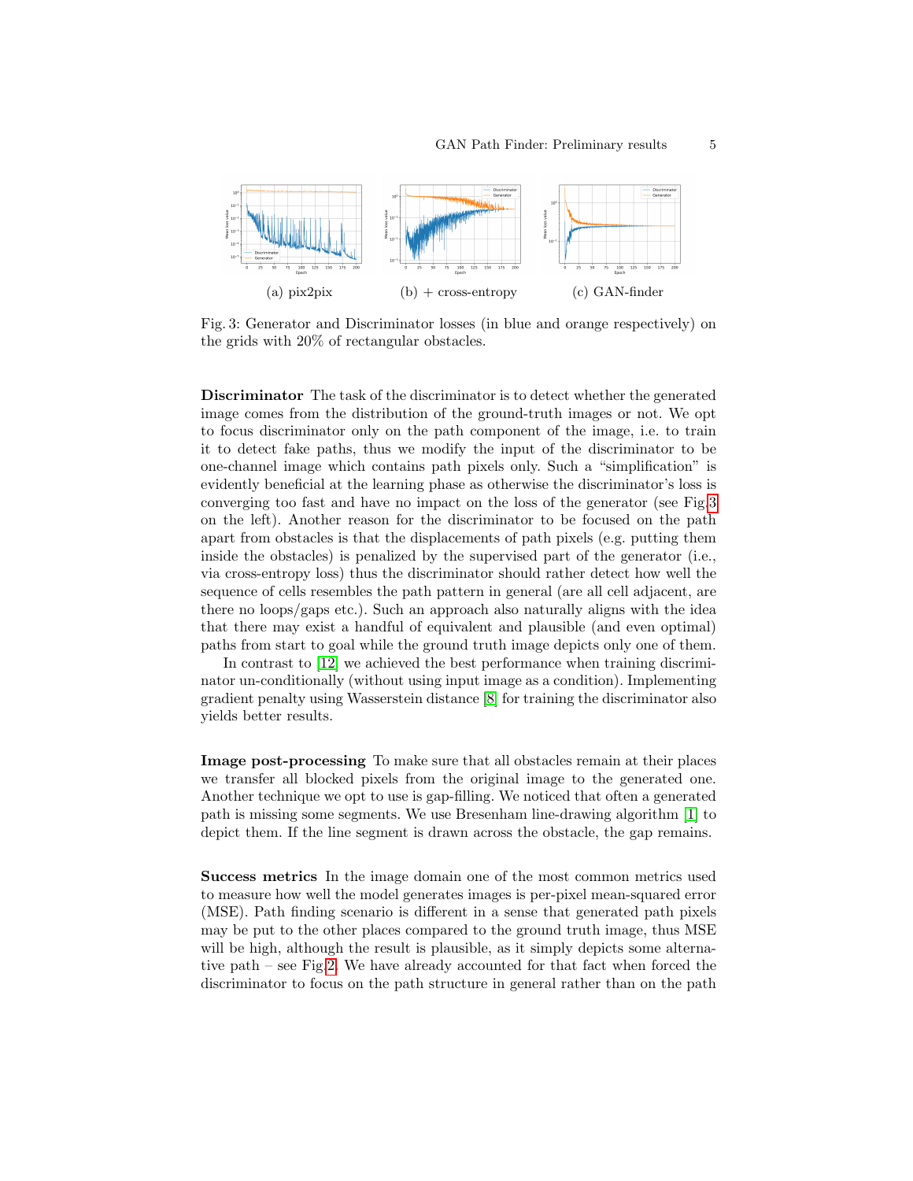(a) pix2pix

(b) + cross-entropy

(c) GAN-finder

Fig. 3: Generator and Discriminator losses (in blue and orange respectively) on the grids with 20% of rectangular obstacles.

**Discriminator** The task of the discriminator is to detect whether the generated image comes from the distribution of the ground-truth images or not. We opt to focus discriminator only on the path component of the image, i.e. to train it to detect fake paths, thus we modify the input of the discriminator to be one-channel image which contains path pixels only. Such a "simplification" is evidently beneficial at the learning phase as otherwise the discriminator's loss is converging too fast and have no impact on the loss of the generator (see Fig 3 on the left). Another reason for the discriminator to be focused on the path apart from obstacles is that the displacements of path pixels (e.g. putting them inside the obstacles) is penalized by the supervised part of the generator (i.e., via cross-entropy loss) thus the discriminator should rather detect how well the sequence of cells resembles the path pattern in general (are all cell adjacent, are there no loops/gaps etc.). Such an approach also naturally aligns with the idea that there may exist a handful of equivalent and plausible (and even optimal) paths from start to goal while the ground truth image depicts only one of them.

In contrast to [12] we achieved the best performance when training discriminator un-conditionally (without using input image as a condition). Implementing gradient penalty using Wasserstein distance [8] for training the discriminator also yields better results.

**Image post-processing** To make sure that all obstacles remain at their places we transfer all blocked pixels from the original image to the generated one. Another technique we opt to use is gap-filling. We noticed that often a generated path is missing some segments. We use Bresenham line-drawing algorithm [1] to depict them. If the line segment is drawn across the obstacle, the gap remains.

**Success metrics** In the image domain one of the most common metrics used to measure how well the model generates images is per-pixel mean-squared error (MSE). Path finding scenario is different in a sense that generated path pixels may be put to the other places compared to the ground truth image, thus MSE will be high, although the result is plausible, as it simply depicts some alternative path – see Fig 2. We have already accounted for that fact when forced the discriminator to focus on the path structure in general rather than on the path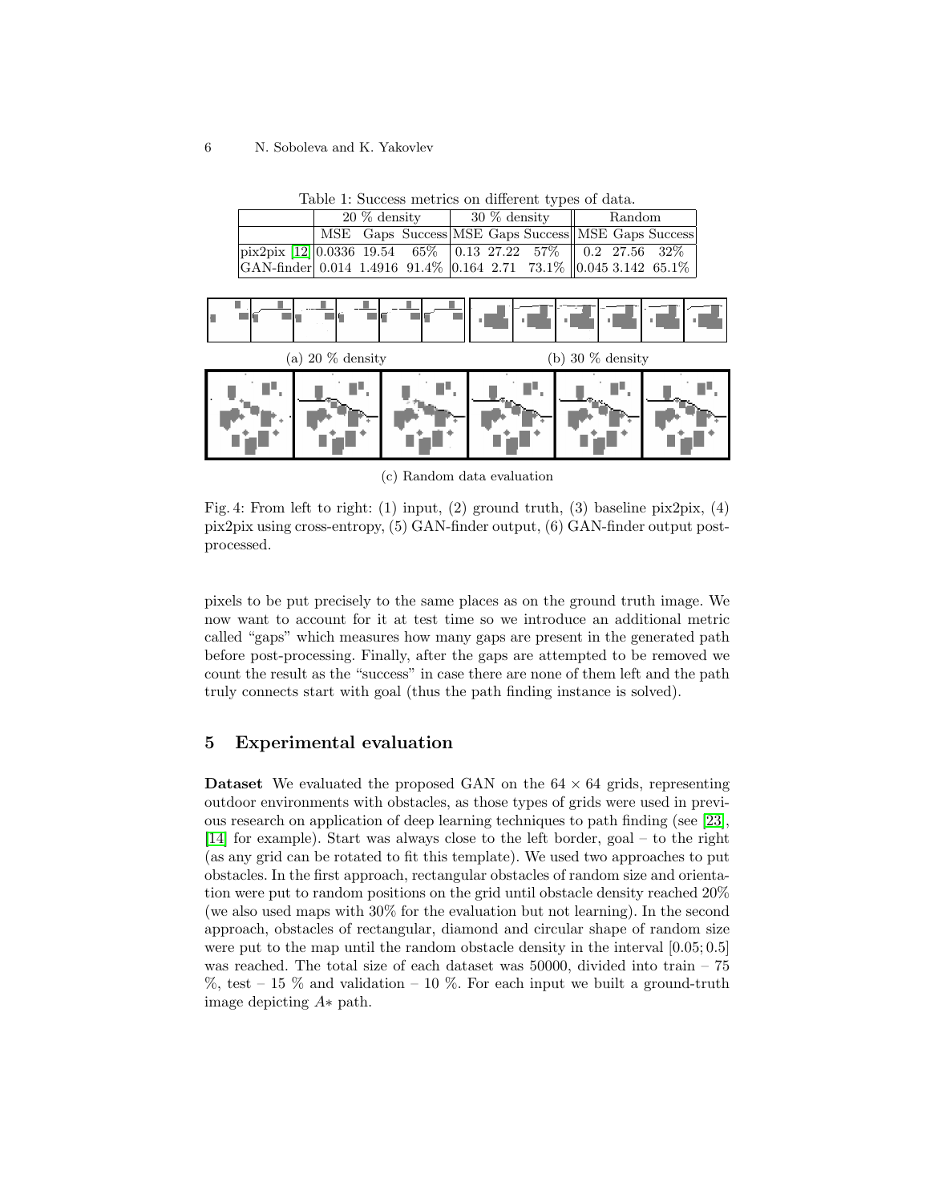Table 1: Success metrics on different types of data.

| | 20 % density | | | 30 % density | | | Random | | |
|---|---|---|---|---|---|---|---|---|---|
| | MSE | Gaps | Success | MSE | Gaps | Success | MSE | Gaps | Success |
| pix2pix [12] | 0.0336 | 19.54 | 65% | 0.13 | 27.22 | 57% | 0.2 | 27.56 | 32% |
| GAN-finder | 0.014 | 1.4916 | 91.4% | 0.164 | 2.71 | 73.1% | 0.045 | 3.142 | 65.1% |

(a) 20 % density

(b) 30 % density

(c) Random data evaluation

Fig. 4: From left to right: (1) input, (2) ground truth, (3) baseline pix2pix, (4) pix2pix using cross-entropy, (5) GAN-finder output, (6) GAN-finder output post-processed.

pixels to be put precisely to the same places as on the ground truth image. We now want to account for it at test time so we introduce an additional metric called "gaps" which measures how many gaps are present in the generated path before post-processing. Finally, after the gaps are attempted to be removed we count the result as the "success" in case there are none of them left and the path truly connects start with goal (thus the path finding instance is solved).

## 5 Experimental evaluation

**Dataset** We evaluated the proposed GAN on the $64 \times 64$ grids, representing outdoor environments with obstacles, as those types of grids were used in previous research on application of deep learning techniques to path finding (see [23], [14] for example). Start was always close to the left border, goal – to the right (as any grid can be rotated to fit this template). We used two approaches to put obstacles. In the first approach, rectangular obstacles of random size and orientation were put to random positions on the grid until obstacle density reached 20% (we also used maps with 30% for the evaluation but not learning). In the second approach, obstacles of rectangular, diamond and circular shape of random size were put to the map until the random obstacle density in the interval $[0.05; 0.5]$ was reached. The total size of each dataset was 50000, divided into train – 75 %, test – 15 % and validation – 10 %. For each input we built a ground-truth image depicting $A*$ path.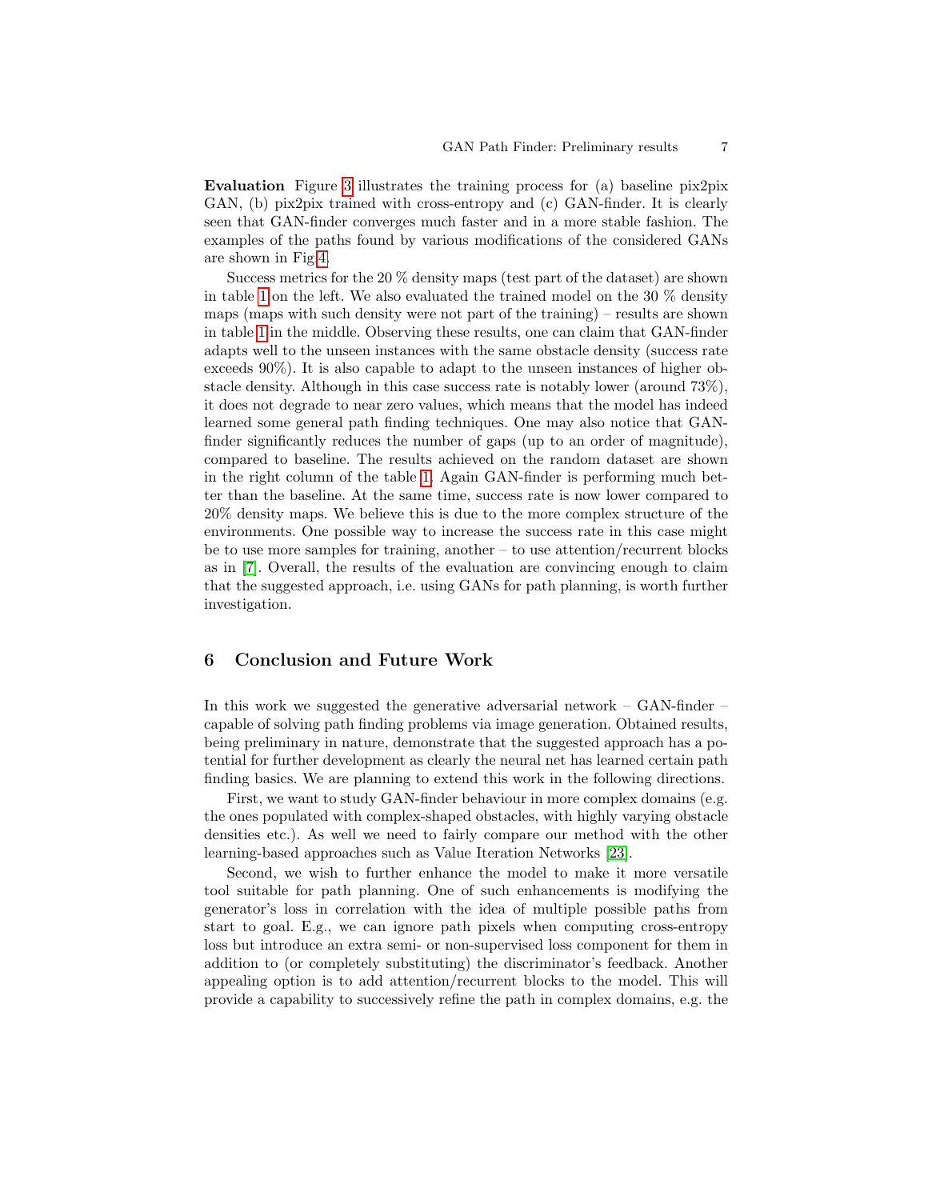**Evaluation** Figure 3 illustrates the training process for (a) baseline pix2pix GAN, (b) pix2pix trained with cross-entropy and (c) GAN-finder. It is clearly seen that GAN-finder converges much faster and in a more stable fashion. The examples of the paths found by various modifications of the considered GANs are shown in Fig.4.

Success metrics for the 20 % density maps (test part of the dataset) are shown in table 1 on the left. We also evaluated the trained model on the 30 % density maps (maps with such density were not part of the training) – results are shown in table 1 in the middle. Observing these results, one can claim that GAN-finder adapts well to the unseen instances with the same obstacle density (success rate exceeds 90%). It is also capable to adapt to the unseen instances of higher obstacle density. Although in this case success rate is notably lower (around 73%), it does not degrade to near zero values, which means that the model has indeed learned some general path finding techniques. One may also notice that GAN-finder significantly reduces the number of gaps (up to an order of magnitude), compared to baseline. The results achieved on the random dataset are shown in the right column of the table 1. Again GAN-finder is performing much better than the baseline. At the same time, success rate is now lower compared to 20% density maps. We believe this is due to the more complex structure of the environments. One possible way to increase the success rate in this case might be to use more samples for training, another – to use attention/recurrent blocks as in [7]. Overall, the results of the evaluation are convincing enough to claim that the suggested approach, i.e. using GANs for path planning, is worth further investigation.

## 6 Conclusion and Future Work

In this work we suggested the generative adversarial network – GAN-finder – capable of solving path finding problems via image generation. Obtained results, being preliminary in nature, demonstrate that the suggested approach has a potential for further development as clearly the neural net has learned certain path finding basics. We are planning to extend this work in the following directions.

First, we want to study GAN-finder behaviour in more complex domains (e.g. the ones populated with complex-shaped obstacles, with highly varying obstacle densities etc.). As well we need to fairly compare our method with the other learning-based approaches such as Value Iteration Networks [23].

Second, we wish to further enhance the model to make it more versatile tool suitable for path planning. One of such enhancements is modifying the generator's loss in correlation with the idea of multiple possible paths from start to goal. E.g., we can ignore path pixels when computing cross-entropy loss but introduce an extra semi- or non-supervised loss component for them in addition to (or completely substituting) the discriminator's feedback. Another appealing option is to add attention/recurrent blocks to the model. This will provide a capability to successively refine the path in complex domains, e.g. the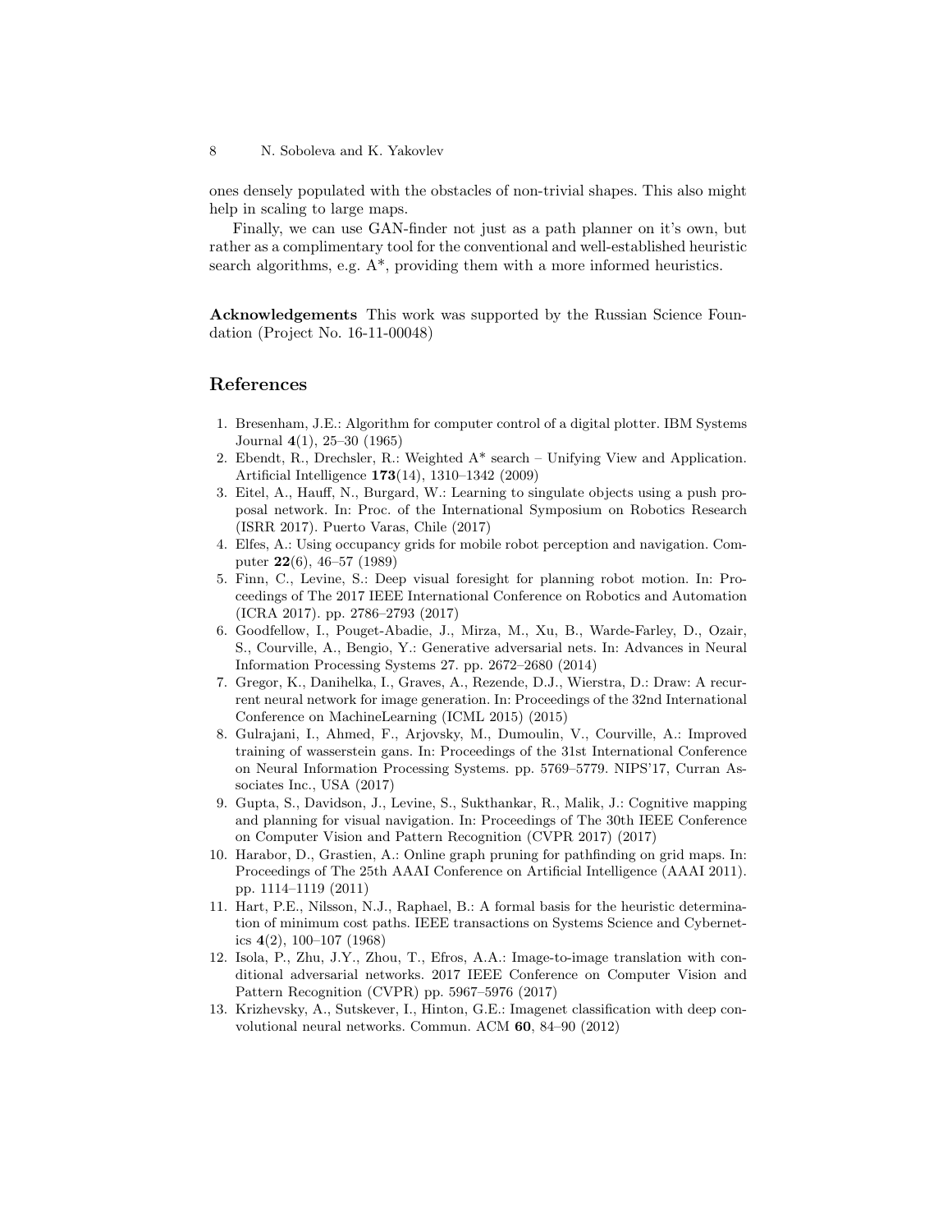ones densely populated with the obstacles of non-trivial shapes. This also might help in scaling to large maps.

Finally, we can use GAN-finder not just as a path planner on it's own, but rather as a complimentary tool for the conventional and well-established heuristic search algorithms, e.g. A*, providing them with a more informed heuristics.

**Acknowledgements** This work was supported by the Russian Science Foundation (Project No. 16-11-00048)

## References

1. Bresenham, J.E.: Algorithm for computer control of a digital plotter. IBM Systems Journal **4**(1), 25–30 (1965)
2. Ebendt, R., Drechsler, R.: Weighted A* search – Unifying View and Application. Artificial Intelligence **173**(14), 1310–1342 (2009)
3. Eitel, A., Hauff, N., Burgard, W.: Learning to singulate objects using a push proposal network. In: Proc. of the International Symposium on Robotics Research (ISRR 2017). Puerto Varas, Chile (2017)
4. Elfes, A.: Using occupancy grids for mobile robot perception and navigation. Computer **22**(6), 46–57 (1989)
5. Finn, C., Levine, S.: Deep visual foresight for planning robot motion. In: Proceedings of The 2017 IEEE International Conference on Robotics and Automation (ICRA 2017). pp. 2786–2793 (2017)
6. Goodfellow, I., Pouget-Abadie, J., Mirza, M., Xu, B., Warde-Farley, D., Ozair, S., Courville, A., Bengio, Y.: Generative adversarial nets. In: Advances in Neural Information Processing Systems 27. pp. 2672–2680 (2014)
7. Gregor, K., Danihelka, I., Graves, A., Rezende, D.J., Wierstra, D.: Draw: A recurrent neural network for image generation. In: Proceedings of the 32nd International Conference on MachineLearning (ICML 2015) (2015)
8. Gulrajani, I., Ahmed, F., Arjovsky, M., Dumoulin, V., Courville, A.: Improved training of wasserstein gans. In: Proceedings of the 31st International Conference on Neural Information Processing Systems. pp. 5769–5779. NIPS'17, Curran Associates Inc., USA (2017)
9. Gupta, S., Davidson, J., Levine, S., Sukthankar, R., Malik, J.: Cognitive mapping and planning for visual navigation. In: Proceedings of The 30th IEEE Conference on Computer Vision and Pattern Recognition (CVPR 2017) (2017)
10. Harabor, D., Grastien, A.: Online graph pruning for pathfinding on grid maps. In: Proceedings of The 25th AAAI Conference on Artificial Intelligence (AAAI 2011). pp. 1114–1119 (2011)
11. Hart, P.E., Nilsson, N.J., Raphael, B.: A formal basis for the heuristic determination of minimum cost paths. IEEE transactions on Systems Science and Cybernetics **4**(2), 100–107 (1968)
12. Isola, P., Zhu, J.Y., Zhou, T., Efros, A.A.: Image-to-image translation with conditional adversarial networks. 2017 IEEE Conference on Computer Vision and Pattern Recognition (CVPR) pp. 5967–5976 (2017)
13. Krizhevsky, A., Sutskever, I., Hinton, G.E.: Imagenet classification with deep convolutional neural networks. Commun. ACM **60**, 84–90 (2012)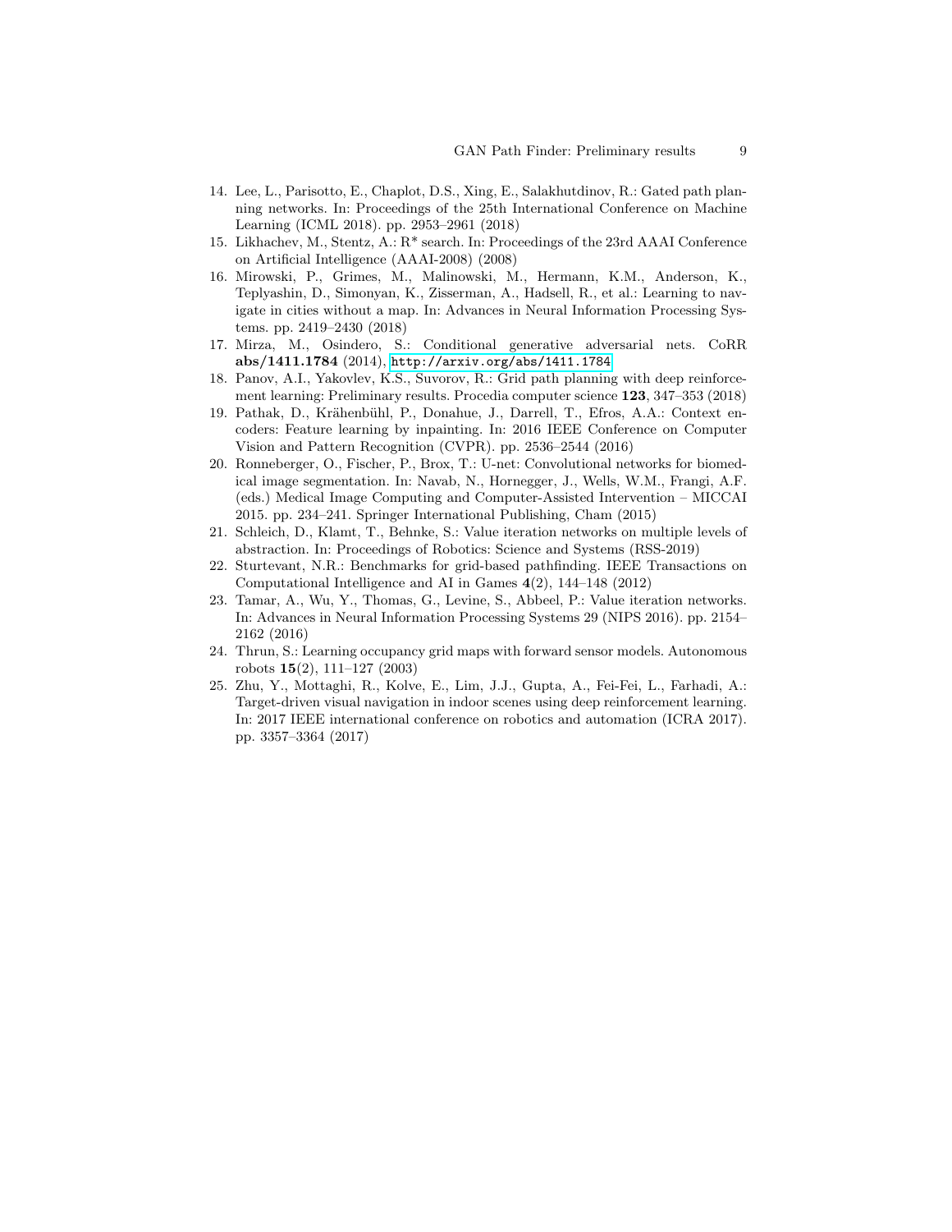14. Lee, L., Parisotto, E., Chaplot, D.S., Xing, E., Salakhutdinov, R.: Gated path planning networks. In: Proceedings of the 25th International Conference on Machine Learning (ICML 2018). pp. 2953–2961 (2018)
15. Likhachev, M., Stentz, A.: R* search. In: Proceedings of the 23rd AAAI Conference on Artificial Intelligence (AAAI-2008) (2008)
16. Mirowski, P., Grimes, M., Malinowski, M., Hermann, K.M., Anderson, K., Teplyashin, D., Simonyan, K., Zisserman, A., Hadsell, R., et al.: Learning to navigate in cities without a map. In: Advances in Neural Information Processing Systems. pp. 2419–2430 (2018)
17. Mirza, M., Osindero, S.: Conditional generative adversarial nets. CoRR **abs/1411.1784** (2014), http://arxiv.org/abs/1411.1784
18. Panov, A.I., Yakovlev, K.S., Suvorov, R.: Grid path planning with deep reinforcement learning: Preliminary results. Procedia computer science **123**, 347–353 (2018)
19. Pathak, D., Krähenbühl, P., Donahue, J., Darrell, T., Efros, A.A.: Context encoders: Feature learning by inpainting. In: 2016 IEEE Conference on Computer Vision and Pattern Recognition (CVPR). pp. 2536–2544 (2016)
20. Ronneberger, O., Fischer, P., Brox, T.: U-net: Convolutional networks for biomedical image segmentation. In: Navab, N., Hornegger, J., Wells, W.M., Frangi, A.F. (eds.) Medical Image Computing and Computer-Assisted Intervention – MICCAI 2015. pp. 234–241. Springer International Publishing, Cham (2015)
21. Schleich, D., Klamt, T., Behnke, S.: Value iteration networks on multiple levels of abstraction. In: Proceedings of Robotics: Science and Systems (RSS-2019)
22. Sturtevant, N.R.: Benchmarks for grid-based pathfinding. IEEE Transactions on Computational Intelligence and AI in Games **4**(2), 144–148 (2012)
23. Tamar, A., Wu, Y., Thomas, G., Levine, S., Abbeel, P.: Value iteration networks. In: Advances in Neural Information Processing Systems 29 (NIPS 2016). pp. 2154–2162 (2016)
24. Thrun, S.: Learning occupancy grid maps with forward sensor models. Autonomous robots **15**(2), 111–127 (2003)
25. Zhu, Y., Mottaghi, R., Kolve, E., Lim, J.J., Gupta, A., Fei-Fei, L., Farhadi, A.: Target-driven visual navigation in indoor scenes using deep reinforcement learning. In: 2017 IEEE international conference on robotics and automation (ICRA 2017). pp. 3357–3364 (2017)